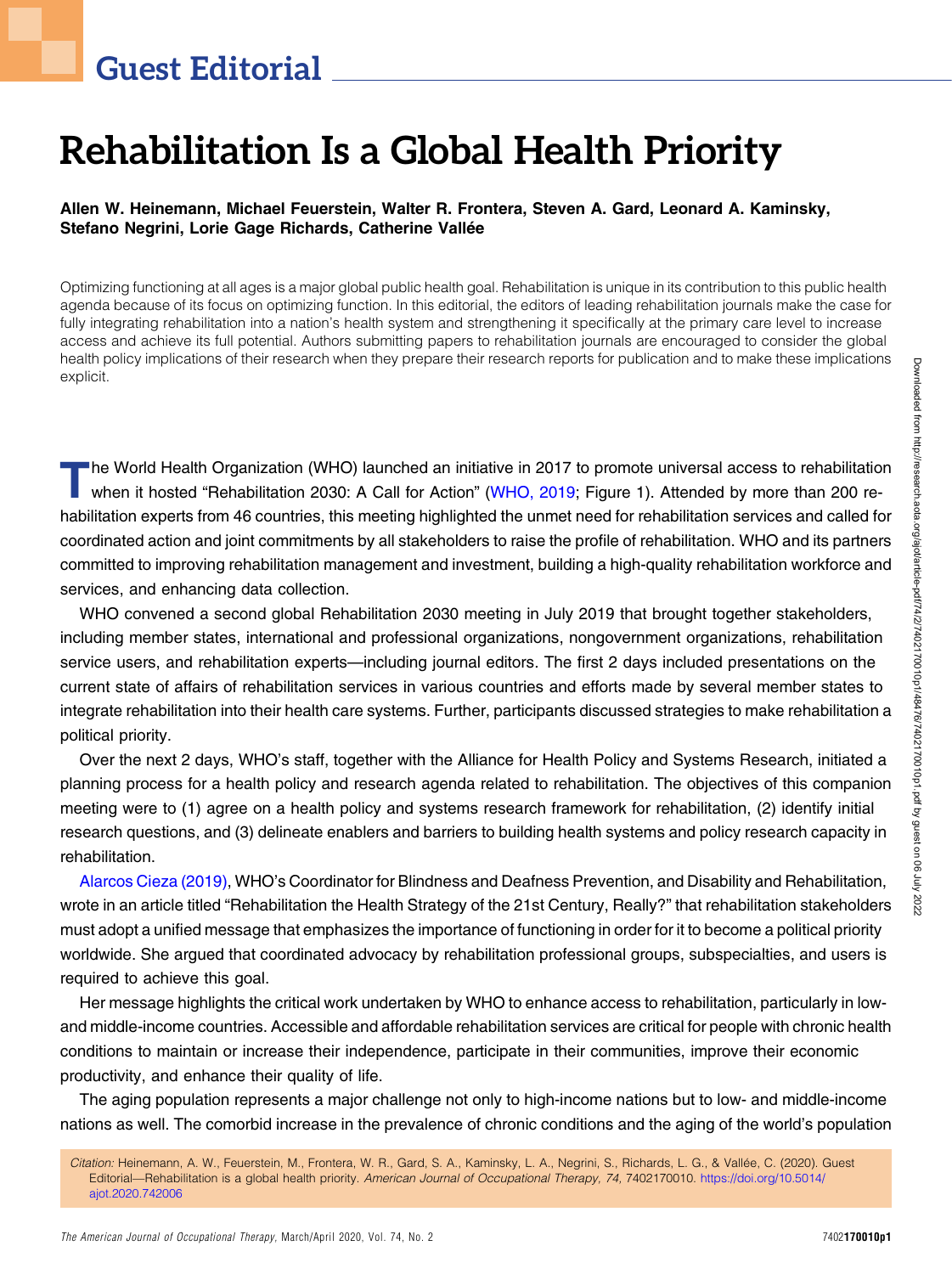Guest Editorial

# Rehabilitation Is a Global Health Priority

**Allen W. Heinemann, Michael Feuerstein, Walter R. Frontera, Steven A. Gard, Leonard A. Kaminsky, Stefano Negrini, Lorie Gage Richards, Catherine Vallée**

Optimizing functioning at all ages is a major global public health goal. Rehabilitation is unique in its contribution to this public health agenda because of its focus on optimizing function. In this editorial, the editors of leading rehabilitation journals make the case for fully integrating rehabilitation into a nation's health system and strengthening it specifically at the primary care level to increase access and achieve its full potential. Authors submitting papers to rehabilitation journals are encouraged to consider the global health policy implications of their research when they prepare their research reports for publication and to make these implications explicit.

The World Health Organization (WHO) launched an initiative in 2017 to promote universal access to rehabilitation when it hosted "Rehabilitation 2030: A Call for Action" (WHO, 2019; Figure 1). Attended by more than 200 rehabilitation experts from 46 countries, this meeting highlighted the unmet need for rehabilitation services and called for coordinated action and joint commitments by all stakeholders to raise the profile of rehabilitation. WHO and its partners committed to improving rehabilitation management and investment, building a high-quality rehabilitation workforce and services, and enhancing data collection.

WHO convened a second global Rehabilitation 2030 meeting in July 2019 that brought together stakeholders, including member states, international and professional organizations, nongovernment organizations, rehabilitation service users, and rehabilitation experts—including journal editors. The first 2 days included presentations on the current state of affairs of rehabilitation services in various countries and efforts made by several member states to integrate rehabilitation into their health care systems. Further, participants discussed strategies to make rehabilitation a political priority.

Over the next 2 days, WHO's staff, together with the Alliance for Health Policy and Systems Research, initiated a planning process for a health policy and research agenda related to rehabilitation. The objectives of this companion meeting were to (1) agree on a health policy and systems research framework for rehabilitation, (2) identify initial research questions, and (3) delineate enablers and barriers to building health systems and policy research capacity in rehabilitation.

Alarcos Cieza (2019), WHO's Coordinator for Blindness and Deafness Prevention, and Disability and Rehabilitation, wrote in an article titled "Rehabilitation the Health Strategy of the 21st Century, Really?" that rehabilitation stakeholders must adopt a unified message that emphasizes the importance of functioning in order for it to become a political priority worldwide. She argued that coordinated advocacy by rehabilitation professional groups, subspecialties, and users is required to achieve this goal.

Her message highlights the critical work undertaken by WHO to enhance access to rehabilitation, particularly in low- and middle-income countries. Accessible and affordable rehabilitation services are critical for people with chronic health conditions to maintain or increase their independence, participate in their communities, improve their economic productivity, and enhance their quality of life.

The aging population represents a major challenge not only to high-income nations but to low- and middle-income nations as well. The comorbid increase in the prevalence of chronic conditions and the aging of the world's population

*Citation:* Heinemann, A. W., Feuerstein, M., Frontera, W. R., Gard, S. A., Kaminsky, L. A., Negrini, S., Richards, L. G., & Vallée, C. (2020). Guest Editorial—Rehabilitation is a global health priority. *American Journal of Occupational Therapy, 74,* 7402170010. https://doi.org/10.5014/ajot.2020.742006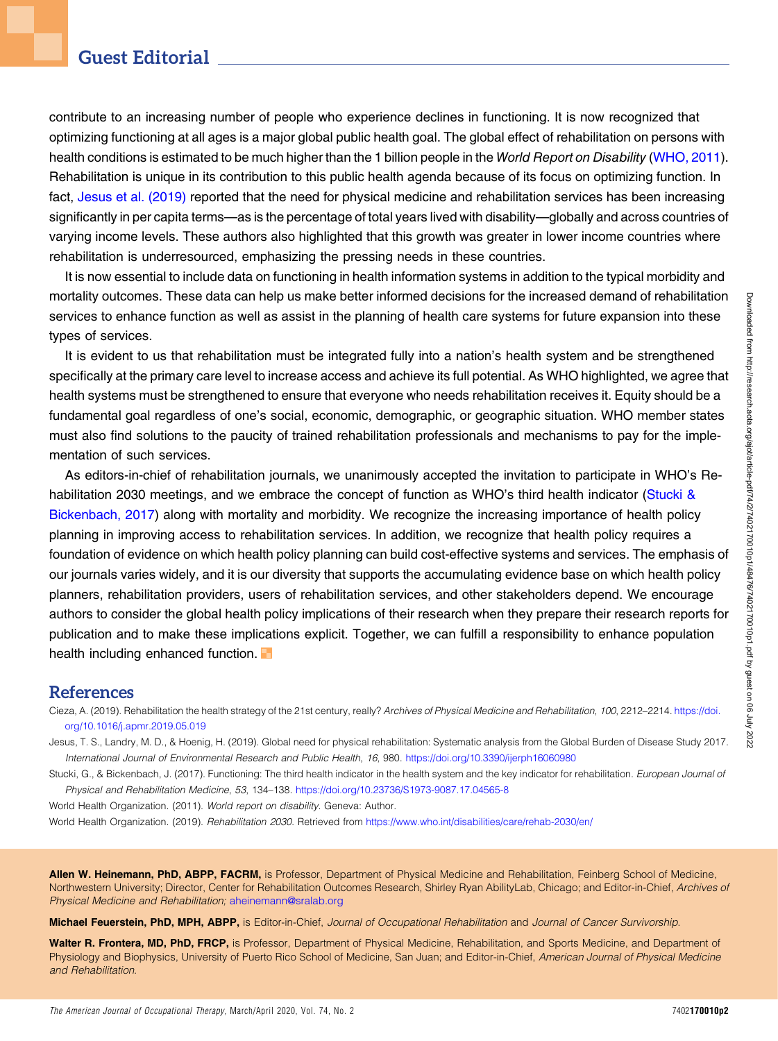contribute to an increasing number of people who experience declines in functioning. It is now recognized that optimizing functioning at all ages is a major global public health goal. The global effect of rehabilitation on persons with health conditions is estimated to be much higher than the 1 billion people in the *World Report on Disability* (WHO, 2011). Rehabilitation is unique in its contribution to this public health agenda because of its focus on optimizing function. In fact, Jesus et al. (2019) reported that the need for physical medicine and rehabilitation services has been increasing significantly in per capita terms—as is the percentage of total years lived with disability—globally and across countries of varying income levels. These authors also highlighted that this growth was greater in lower income countries where rehabilitation is underresourced, emphasizing the pressing needs in these countries.

It is now essential to include data on functioning in health information systems in addition to the typical morbidity and mortality outcomes. These data can help us make better informed decisions for the increased demand of rehabilitation services to enhance function as well as assist in the planning of health care systems for future expansion into these types of services.

It is evident to us that rehabilitation must be integrated fully into a nation's health system and be strengthened specifically at the primary care level to increase access and achieve its full potential. As WHO highlighted, we agree that health systems must be strengthened to ensure that everyone who needs rehabilitation receives it. Equity should be a fundamental goal regardless of one's social, economic, demographic, or geographic situation. WHO member states must also find solutions to the paucity of trained rehabilitation professionals and mechanisms to pay for the implementation of such services.

As editors-in-chief of rehabilitation journals, we unanimously accepted the invitation to participate in WHO's Rehabilitation 2030 meetings, and we embrace the concept of function as WHO's third health indicator (Stucki & Bickenbach, 2017) along with mortality and morbidity. We recognize the increasing importance of health policy planning in improving access to rehabilitation services. In addition, we recognize that health policy requires a foundation of evidence on which health policy planning can build cost-effective systems and services. The emphasis of our journals varies widely, and it is our diversity that supports the accumulating evidence base on which health policy planners, rehabilitation providers, users of rehabilitation services, and other stakeholders depend. We encourage authors to consider the global health policy implications of their research when they prepare their research reports for publication and to make these implications explicit. Together, we can fulfill a responsibility to enhance population health including enhanced function.

## References

Cieza, A. (2019). Rehabilitation the health strategy of the 21st century, really? *Archives of Physical Medicine and Rehabilitation*, *100*, 2212–2214. https://doi.org/10.1016/j.apmr.2019.05.019

Jesus, T. S., Landry, M. D., & Hoenig, H. (2019). Global need for physical rehabilitation: Systematic analysis from the Global Burden of Disease Study 2017. *International Journal of Environmental Research and Public Health*, *16*, 980. https://doi.org/10.3390/ijerph16060980

Stucki, G., & Bickenbach, J. (2017). Functioning: The third health indicator in the health system and the key indicator for rehabilitation. *European Journal of Physical and Rehabilitation Medicine*, *53*, 134–138. https://doi.org/10.23736/S1973-9087.17.04565-8

World Health Organization. (2011). *World report on disability.* Geneva: Author.

World Health Organization. (2019). *Rehabilitation 2030.* Retrieved from https://www.who.int/disabilities/care/rehab-2030/en/

**Allen W. Heinemann, PhD, ABPP, FACRM,** is Professor, Department of Physical Medicine and Rehabilitation, Feinberg School of Medicine, Northwestern University; Director, Center for Rehabilitation Outcomes Research, Shirley Ryan AbilityLab, Chicago; and Editor-in-Chief, *Archives of Physical Medicine and Rehabilitation;* aheinemann@sralab.org

**Michael Feuerstein, PhD, MPH, ABPP,** is Editor-in-Chief, *Journal of Occupational Rehabilitation* and *Journal of Cancer Survivorship.*

**Walter R. Frontera, MD, PhD, FRCP,** is Professor, Department of Physical Medicine, Rehabilitation, and Sports Medicine, and Department of Physiology and Biophysics, University of Puerto Rico School of Medicine, San Juan; and Editor-in-Chief, *American Journal of Physical Medicine and Rehabilitation.*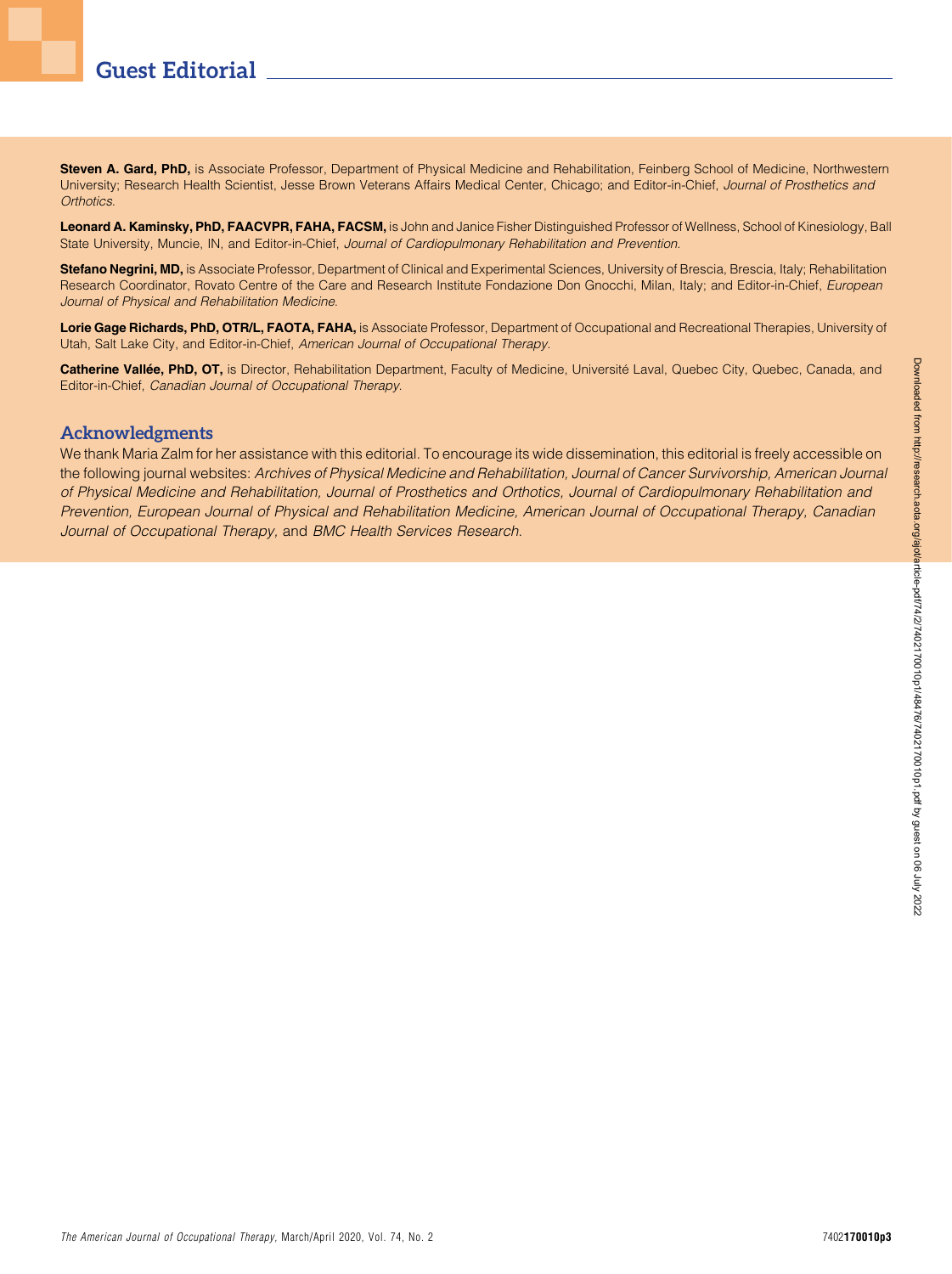**Steven A. Gard, PhD,** is Associate Professor, Department of Physical Medicine and Rehabilitation, Feinberg School of Medicine, Northwestern University; Research Health Scientist, Jesse Brown Veterans Affairs Medical Center, Chicago; and Editor-in-Chief, *Journal of Prosthetics and Orthotics*.

**Leonard A. Kaminsky, PhD, FAACVPR, FAHA, FACSM,** is John and Janice Fisher Distinguished Professor of Wellness, School of Kinesiology, Ball State University, Muncie, IN, and Editor-in-Chief, *Journal of Cardiopulmonary Rehabilitation and Prevention*.

**Stefano Negrini, MD,** is Associate Professor, Department of Clinical and Experimental Sciences, University of Brescia, Brescia, Italy; Rehabilitation Research Coordinator, Rovato Centre of the Care and Research Institute Fondazione Don Gnocchi, Milan, Italy; and Editor-in-Chief, *European Journal of Physical and Rehabilitation Medicine*.

**Lorie Gage Richards, PhD, OTR/L, FAOTA, FAHA,** is Associate Professor, Department of Occupational and Recreational Therapies, University of Utah, Salt Lake City, and Editor-in-Chief, *American Journal of Occupational Therapy*.

**Catherine Vallée, PhD, OT,** is Director, Rehabilitation Department, Faculty of Medicine, Université Laval, Quebec City, Quebec, Canada, and Editor-in-Chief, *Canadian Journal of Occupational Therapy*.

## Acknowledgments

We thank Maria Zalm for her assistance with this editorial. To encourage its wide dissemination, this editorial is freely accessible on the following journal websites: *Archives of Physical Medicine and Rehabilitation, Journal of Cancer Survivorship, American Journal of Physical Medicine and Rehabilitation, Journal of Prosthetics and Orthotics, Journal of Cardiopulmonary Rehabilitation and Prevention, European Journal of Physical and Rehabilitation Medicine, American Journal of Occupational Therapy, Canadian Journal of Occupational Therapy,* and *BMC Health Services Research.*